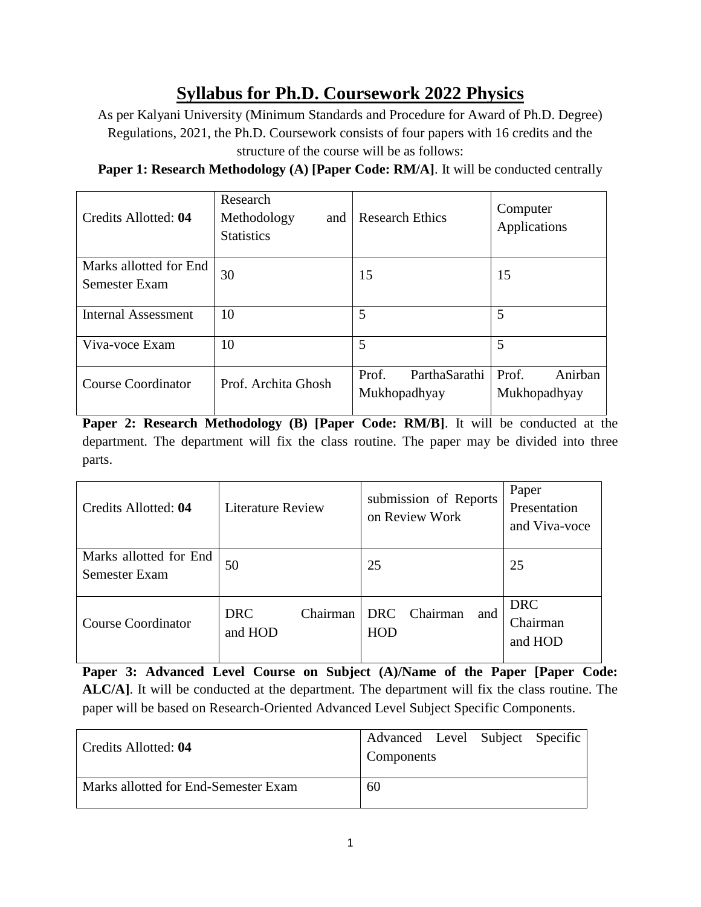# Syllabus for Ph.D. Coursework 2022 Physics

As per Kalyani University (Minimum Standards and Procedure for Award of Ph.D. Degree) Regulations, 2021, the Ph.D. Coursework consists of four papers with 16 credits and the structure of the course will be as follows:

**Paper 1: Research Methodology (A) [Paper Code: RM/A]**. It will be conducted centrally

| Credits Allotted: **04** | Research Methodology and Statistics | Research Ethics | Computer Applications |
|---|---|---|---|
| Marks allotted for End Semester Exam | 30 | 15 | 15 |
| Internal Assessment | 10 | 5 | 5 |
| Viva-voce Exam | 10 | 5 | 5 |
| Course Coordinator | Prof. Archita Ghosh | Prof. ParthaSarathi Mukhopadhyay | Prof. Anirban Mukhopadhyay |

**Paper 2: Research Methodology (B) [Paper Code: RM/B]**. It will be conducted at the department. The department will fix the class routine. The paper may be divided into three parts.

| Credits Allotted: **04** | Literature Review | submission of Reports on Review Work | Paper Presentation and Viva-voce |
|---|---|---|---|
| Marks allotted for End Semester Exam | 50 | 25 | 25 |
| Course Coordinator | DRC Chairman and HOD | DRC Chairman and HOD | DRC Chairman and HOD |

**Paper 3: Advanced Level Course on Subject (A)/Name of the Paper [Paper Code: ALC/A]**. It will be conducted at the department. The department will fix the class routine. The paper will be based on Research-Oriented Advanced Level Subject Specific Components.

| Credits Allotted: **04** | Advanced Level Subject Specific Components |
|---|---|
| Marks allotted for End-Semester Exam | 60 |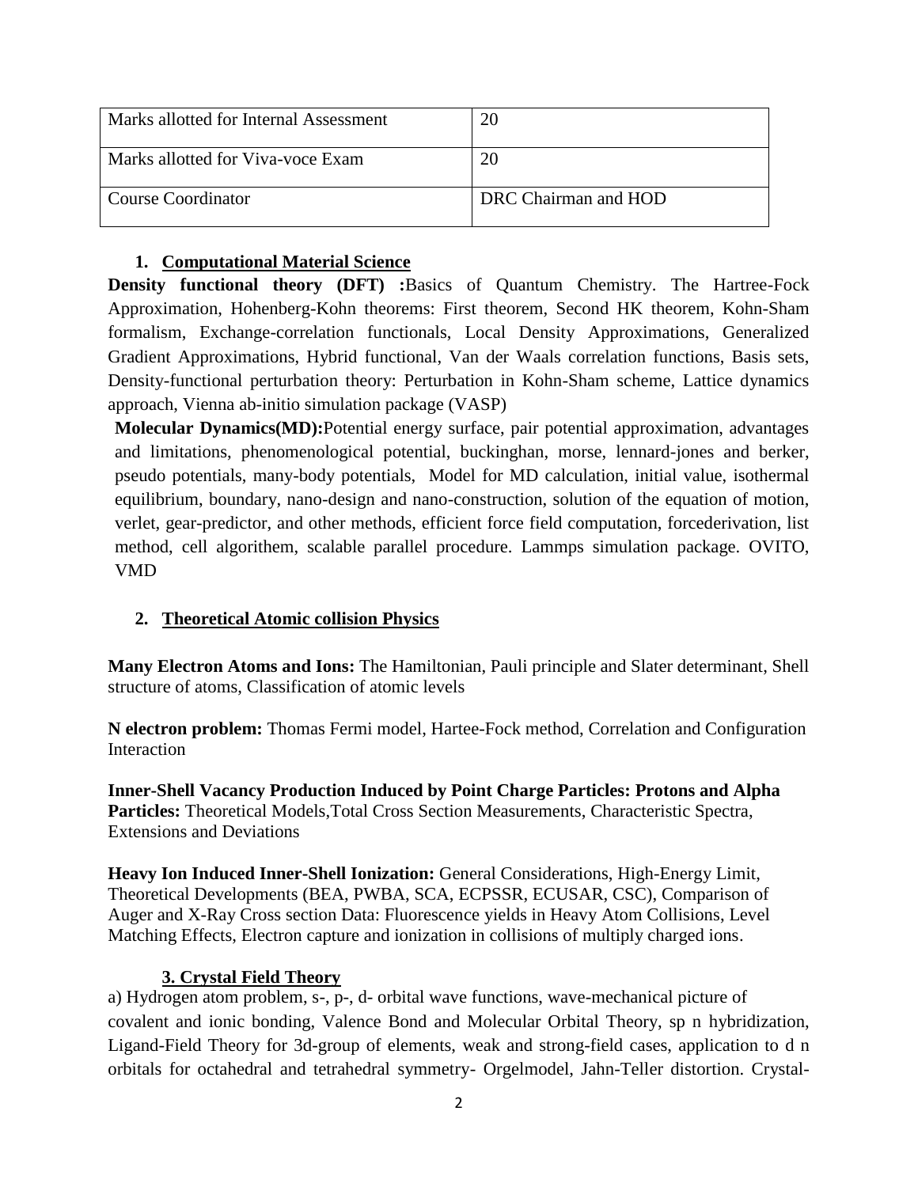| Marks allotted for Internal Assessment | 20 |
|---|---|
| Marks allotted for Viva-voce Exam | 20 |
| Course Coordinator | DRC Chairman and HOD |

## 1. Computational Material Science

**Density functional theory (DFT) :**Basics of Quantum Chemistry. The Hartree-Fock Approximation, Hohenberg-Kohn theorems: First theorem, Second HK theorem, Kohn-Sham formalism, Exchange-correlation functionals, Local Density Approximations, Generalized Gradient Approximations, Hybrid functional, Van der Waals correlation functions, Basis sets, Density-functional perturbation theory: Perturbation in Kohn-Sham scheme, Lattice dynamics approach, Vienna ab-initio simulation package (VASP)

**Molecular Dynamics(MD):**Potential energy surface, pair potential approximation, advantages and limitations, phenomenological potential, buckinghan, morse, lennard-jones and berker, pseudo potentials, many-body potentials, Model for MD calculation, initial value, isothermal equilibrium, boundary, nano-design and nano-construction, solution of the equation of motion, verlet, gear-predictor, and other methods, efficient force field computation, forcederivation, list method, cell algorithem, scalable parallel procedure. Lammps simulation package. OVITO, VMD

## 2. Theoretical Atomic collision Physics

**Many Electron Atoms and Ions:** The Hamiltonian, Pauli principle and Slater determinant, Shell structure of atoms, Classification of atomic levels

**N electron problem:** Thomas Fermi model, Hartee-Fock method, Correlation and Configuration Interaction

**Inner-Shell Vacancy Production Induced by Point Charge Particles: Protons and Alpha Particles:** Theoretical Models,Total Cross Section Measurements, Characteristic Spectra, Extensions and Deviations

**Heavy Ion Induced Inner-Shell Ionization:** General Considerations, High-Energy Limit, Theoretical Developments (BEA, PWBA, SCA, ECPSSR, ECUSAR, CSC), Comparison of Auger and X-Ray Cross section Data: Fluorescence yields in Heavy Atom Collisions, Level Matching Effects, Electron capture and ionization in collisions of multiply charged ions.

## 3. Crystal Field Theory

a) Hydrogen atom problem, s-, p-, d- orbital wave functions, wave-mechanical picture of covalent and ionic bonding, Valence Bond and Molecular Orbital Theory, $sp^n$ hybridization, Ligand-Field Theory for 3d-group of elements, weak and strong-field cases, application to $d^n$ orbitals for octahedral and tetrahedral symmetry- Orgelmodel, Jahn-Teller distortion. Crystal-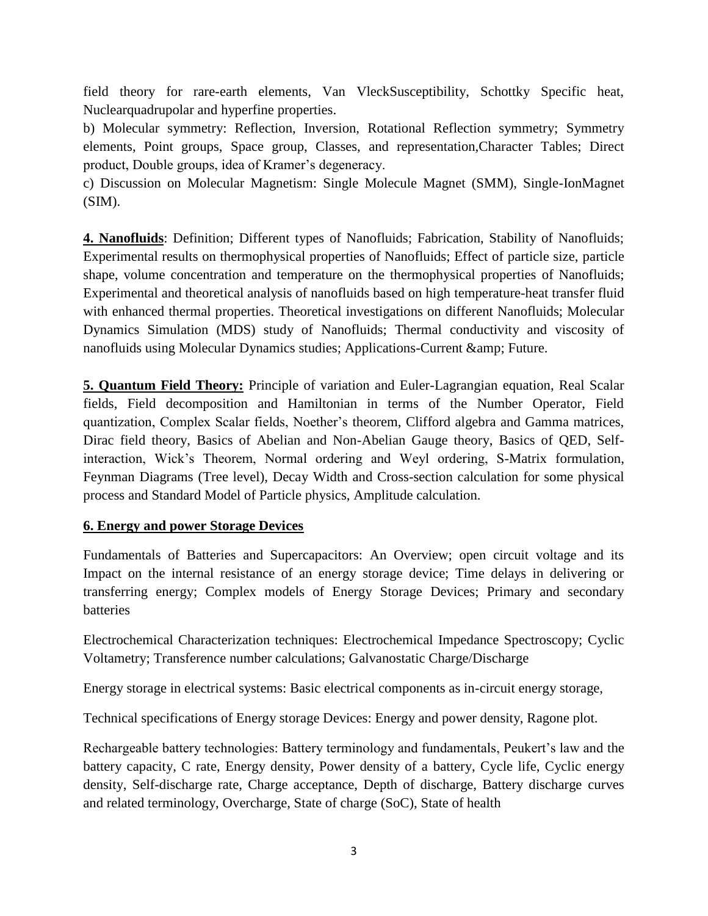field theory for rare-earth elements, Van VleckSusceptibility, Schottky Specific heat, Nuclearquadrupolar and hyperfine properties.

b) Molecular symmetry: Reflection, Inversion, Rotational Reflection symmetry; Symmetry elements, Point groups, Space group, Classes, and representation,Character Tables; Direct product, Double groups, idea of Kramer's degeneracy.

c) Discussion on Molecular Magnetism: Single Molecule Magnet (SMM), Single-IonMagnet (SIM).

**4. Nanofluids**: Definition; Different types of Nanofluids; Fabrication, Stability of Nanofluids; Experimental results on thermophysical properties of Nanofluids; Effect of particle size, particle shape, volume concentration and temperature on the thermophysical properties of Nanofluids; Experimental and theoretical analysis of nanofluids based on high temperature-heat transfer fluid with enhanced thermal properties. Theoretical investigations on different Nanofluids; Molecular Dynamics Simulation (MDS) study of Nanofluids; Thermal conductivity and viscosity of nanofluids using Molecular Dynamics studies; Applications-Current &amp; Future.

**5. Quantum Field Theory:** Principle of variation and Euler-Lagrangian equation, Real Scalar fields, Field decomposition and Hamiltonian in terms of the Number Operator, Field quantization, Complex Scalar fields, Noether's theorem, Clifford algebra and Gamma matrices, Dirac field theory, Basics of Abelian and Non-Abelian Gauge theory, Basics of QED, Self-interaction, Wick's Theorem, Normal ordering and Weyl ordering, S-Matrix formulation, Feynman Diagrams (Tree level), Decay Width and Cross-section calculation for some physical process and Standard Model of Particle physics, Amplitude calculation.

**6. Energy and power Storage Devices**

Fundamentals of Batteries and Supercapacitors: An Overview; open circuit voltage and its Impact on the internal resistance of an energy storage device; Time delays in delivering or transferring energy; Complex models of Energy Storage Devices; Primary and secondary batteries

Electrochemical Characterization techniques: Electrochemical Impedance Spectroscopy; Cyclic Voltametry; Transference number calculations; Galvanostatic Charge/Discharge

Energy storage in electrical systems: Basic electrical components as in-circuit energy storage,

Technical specifications of Energy storage Devices: Energy and power density, Ragone plot.

Rechargeable battery technologies: Battery terminology and fundamentals, Peukert's law and the battery capacity, C rate, Energy density, Power density of a battery, Cycle life, Cyclic energy density, Self-discharge rate, Charge acceptance, Depth of discharge, Battery discharge curves and related terminology, Overcharge, State of charge (SoC), State of health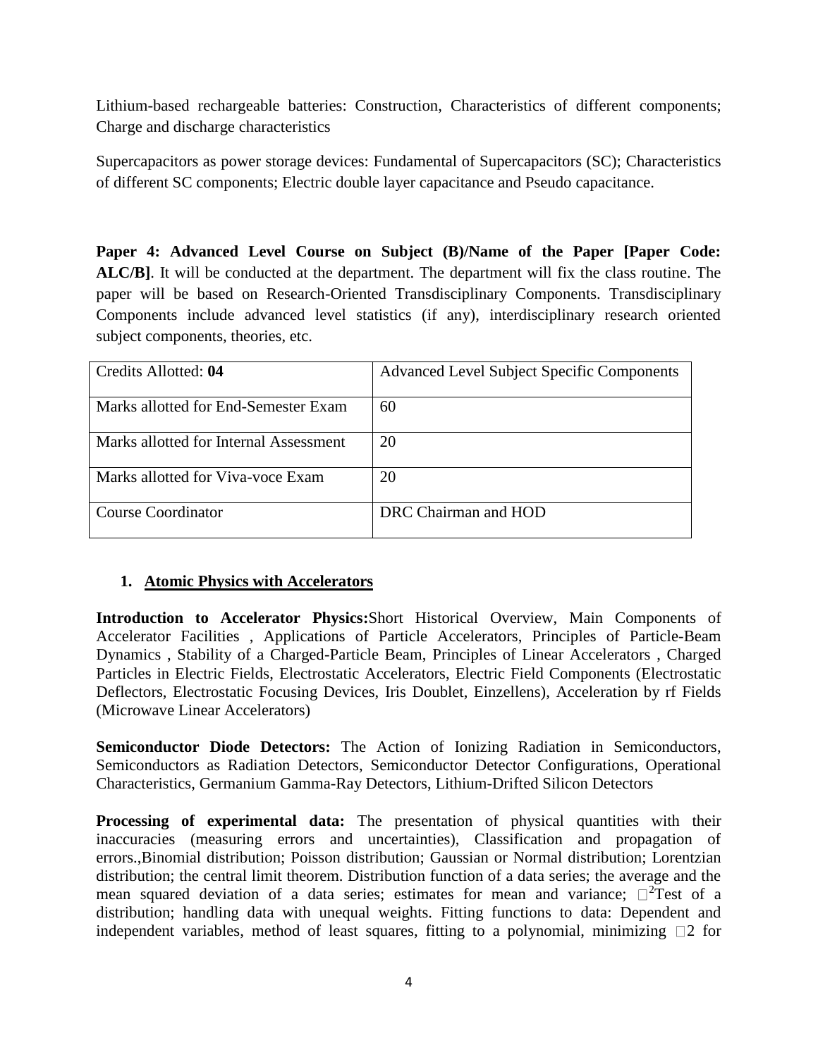Lithium-based rechargeable batteries: Construction, Characteristics of different components; Charge and discharge characteristics

Supercapacitors as power storage devices: Fundamental of Supercapacitors (SC); Characteristics of different SC components; Electric double layer capacitance and Pseudo capacitance.

**Paper 4: Advanced Level Course on Subject (B)/Name of the Paper [Paper Code: ALC/B]**. It will be conducted at the department. The department will fix the class routine. The paper will be based on Research-Oriented Transdisciplinary Components. Transdisciplinary Components include advanced level statistics (if any), interdisciplinary research oriented subject components, theories, etc.

| Credits Allotted: **04** | Advanced Level Subject Specific Components |
|---|---|
| Marks allotted for End-Semester Exam | 60 |
| Marks allotted for Internal Assessment | 20 |
| Marks allotted for Viva-voce Exam | 20 |
| Course Coordinator | DRC Chairman and HOD |

1. **Atomic Physics with Accelerators**

**Introduction to Accelerator Physics:**Short Historical Overview, Main Components of Accelerator Facilities , Applications of Particle Accelerators, Principles of Particle-Beam Dynamics , Stability of a Charged-Particle Beam, Principles of Linear Accelerators , Charged Particles in Electric Fields, Electrostatic Accelerators, Electric Field Components (Electrostatic Deflectors, Electrostatic Focusing Devices, Iris Doublet, Einzellens), Acceleration by rf Fields (Microwave Linear Accelerators)

**Semiconductor Diode Detectors:** The Action of Ionizing Radiation in Semiconductors, Semiconductors as Radiation Detectors, Semiconductor Detector Configurations, Operational Characteristics, Germanium Gamma-Ray Detectors, Lithium-Drifted Silicon Detectors

**Processing of experimental data:** The presentation of physical quantities with their inaccuracies (measuring errors and uncertainties), Classification and propagation of errors.,Binomial distribution; Poisson distribution; Gaussian or Normal distribution; Lorentzian distribution; the central limit theorem. Distribution function of a data series; the average and the mean squared deviation of a data series; estimates for mean and variance; $\chi^2$Test of a distribution; handling data with unequal weights. Fitting functions to data: Dependent and independent variables, method of least squares, fitting to a polynomial, minimizing $\chi$2 for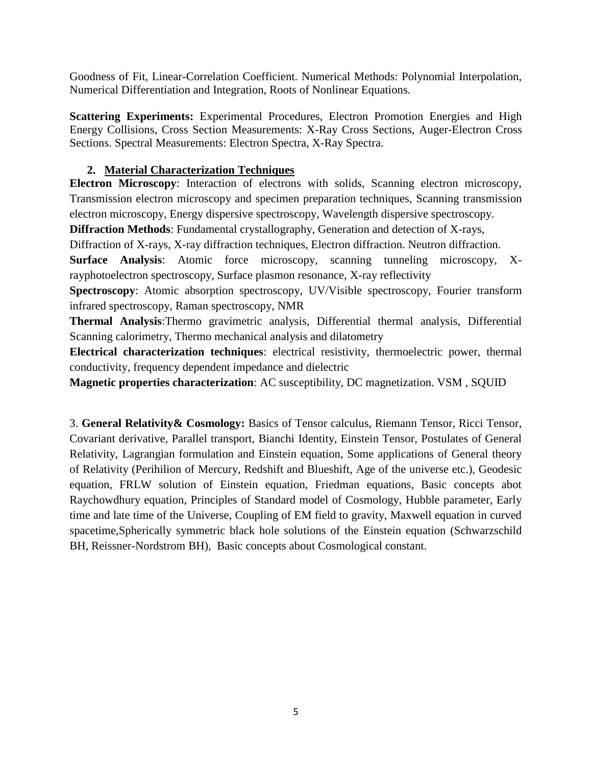Goodness of Fit, Linear-Correlation Coefficient. Numerical Methods: Polynomial Interpolation, Numerical Differentiation and Integration, Roots of Nonlinear Equations.

**Scattering Experiments:** Experimental Procedures, Electron Promotion Energies and High Energy Collisions, Cross Section Measurements: X-Ray Cross Sections, Auger-Electron Cross Sections. Spectral Measurements: Electron Spectra, X-Ray Spectra.

## 2. Material Characterization Techniques

**Electron Microscopy**: Interaction of electrons with solids, Scanning electron microscopy, Transmission electron microscopy and specimen preparation techniques, Scanning transmission electron microscopy, Energy dispersive spectroscopy, Wavelength dispersive spectroscopy.

**Diffraction Methods**: Fundamental crystallography, Generation and detection of X-rays, Diffraction of X-rays, X-ray diffraction techniques, Electron diffraction. Neutron diffraction.

**Surface Analysis**: Atomic force microscopy, scanning tunneling microscopy, X-rayphotoelectron spectroscopy, Surface plasmon resonance, X-ray reflectivity

**Spectroscopy**: Atomic absorption spectroscopy, UV/Visible spectroscopy, Fourier transform infrared spectroscopy, Raman spectroscopy, NMR

**Thermal Analysis**:Thermo gravimetric analysis, Differential thermal analysis, Differential Scanning calorimetry, Thermo mechanical analysis and dilatometry

**Electrical characterization techniques**: electrical resistivity, thermoelectric power, thermal conductivity, frequency dependent impedance and dielectric

**Magnetic properties characterization**: AC susceptibility, DC magnetization. VSM , SQUID

3. **General Relativity& Cosmology:** Basics of Tensor calculus, Riemann Tensor, Ricci Tensor, Covariant derivative, Parallel transport, Bianchi Identity, Einstein Tensor, Postulates of General Relativity, Lagrangian formulation and Einstein equation, Some applications of General theory of Relativity (Perihilion of Mercury, Redshift and Blueshift, Age of the universe etc.), Geodesic equation, FRLW solution of Einstein equation, Friedman equations, Basic concepts abot Raychowdhury equation, Principles of Standard model of Cosmology, Hubble parameter, Early time and late time of the Universe, Coupling of EM field to gravity, Maxwell equation in curved spacetime,Spherically symmetric black hole solutions of the Einstein equation (Schwarzschild BH, Reissner-Nordstrom BH), Basic concepts about Cosmological constant.